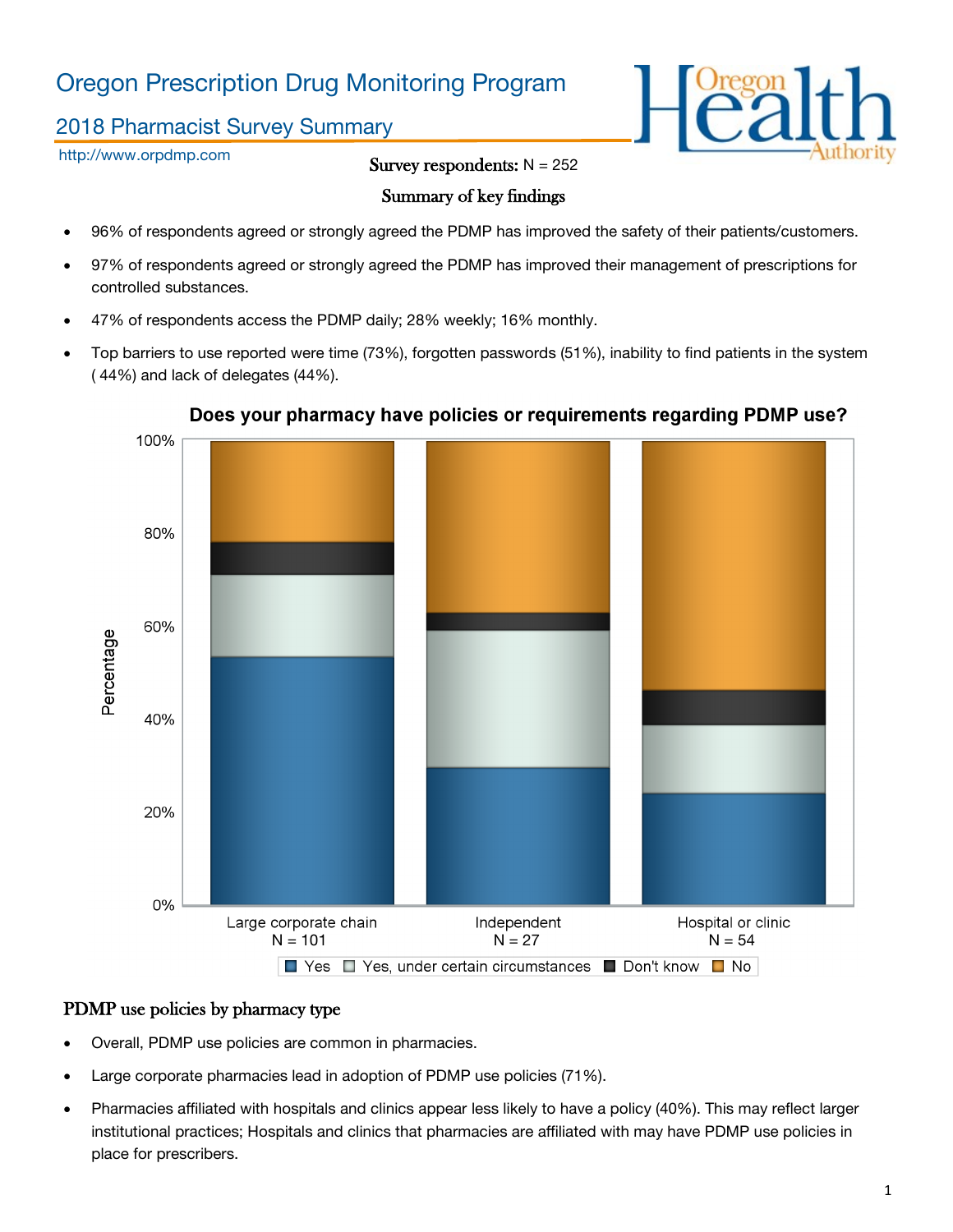# Oregon Prescription Drug Monitoring Program

## 2018 Pharmacist Survey Summary

http://www.orpdmp.com

**Survey respondents:** N = 252

### Summary of key findings

- 96% of respondents agreed or strongly agreed the PDMP has improved the safety of their patients/customers.
- 97% of respondents agreed or strongly agreed the PDMP has improved their management of prescriptions for controlled substances.
- 47% of respondents access the PDMP daily; 28% weekly; 16% monthly.
- Top barriers to use reported were time (73%), forgotten passwords (51%), inability to find patients in the system ( 44%) and lack of delegates (44%).

**Does your pharmacy have policies or requirements regarding PDMP use?**

Percentage

| | Large corporate chain N = 101 | Independent N = 27 | Hospital or clinic N = 54 |
|---|---|---|---|
| Yes | | | |
| Yes, under certain circumstances | | | |
| Don't know | | | |
| No | | | |

### PDMP use policies by pharmacy type

- Overall, PDMP use policies are common in pharmacies.
- Large corporate pharmacies lead in adoption of PDMP use policies (71%).
- Pharmacies affiliated with hospitals and clinics appear less likely to have a policy (40%). This may reflect larger institutional practices; Hospitals and clinics that pharmacies are affiliated with may have PDMP use policies in place for prescribers.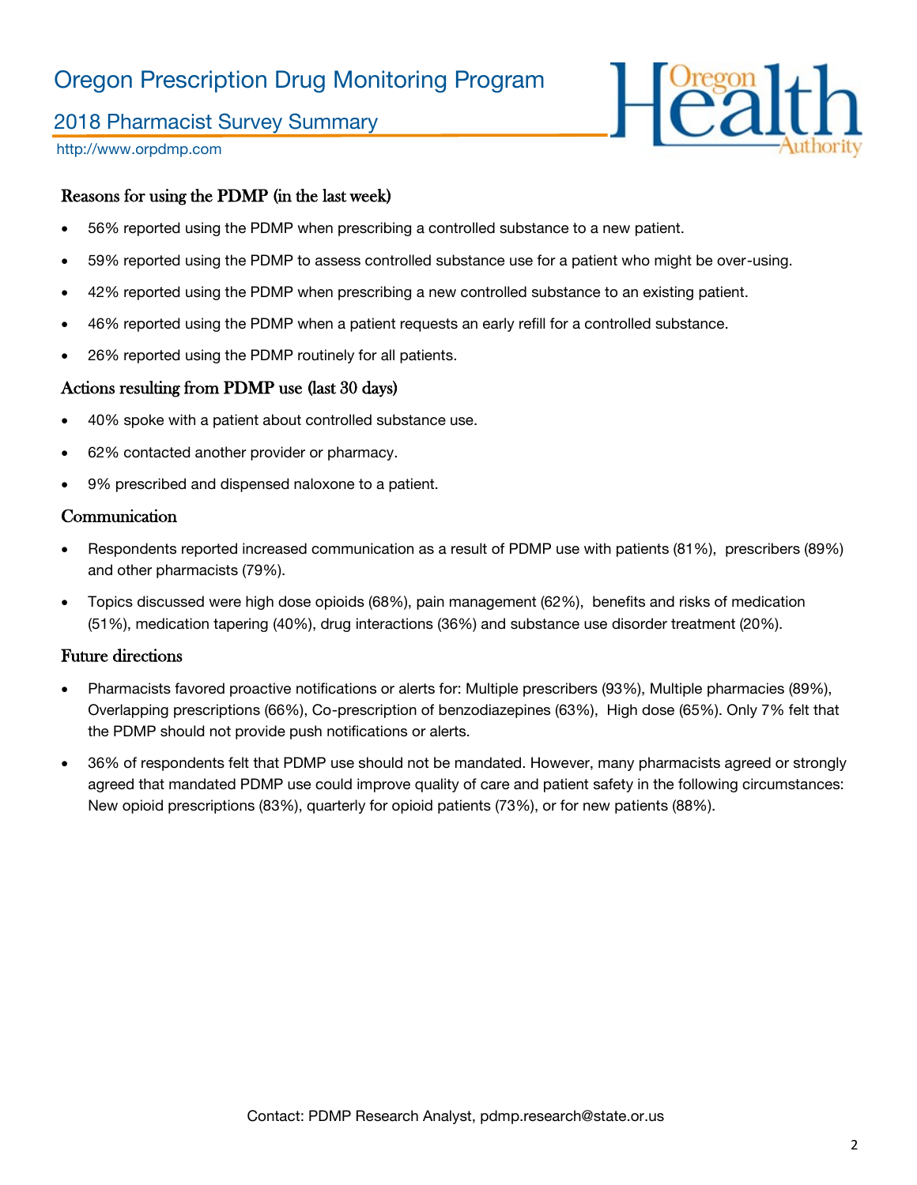# Oregon Prescription Drug Monitoring Program

## 2018 Pharmacist Survey Summary

http://www.orpdmp.com

### Reasons for using the PDMP (in the last week)

- 56% reported using the PDMP when prescribing a controlled substance to a new patient.
- 59% reported using the PDMP to assess controlled substance use for a patient who might be over-using.
- 42% reported using the PDMP when prescribing a new controlled substance to an existing patient.
- 46% reported using the PDMP when a patient requests an early refill for a controlled substance.
- 26% reported using the PDMP routinely for all patients.

### Actions resulting from PDMP use (last 30 days)

- 40% spoke with a patient about controlled substance use.
- 62% contacted another provider or pharmacy.
- 9% prescribed and dispensed naloxone to a patient.

### Communication

- Respondents reported increased communication as a result of PDMP use with patients (81%), prescribers (89%) and other pharmacists (79%).
- Topics discussed were high dose opioids (68%), pain management (62%), benefits and risks of medication (51%), medication tapering (40%), drug interactions (36%) and substance use disorder treatment (20%).

### Future directions

- Pharmacists favored proactive notifications or alerts for: Multiple prescribers (93%), Multiple pharmacies (89%), Overlapping prescriptions (66%), Co-prescription of benzodiazepines (63%), High dose (65%). Only 7% felt that the PDMP should not provide push notifications or alerts.
- 36% of respondents felt that PDMP use should not be mandated. However, many pharmacists agreed or strongly agreed that mandated PDMP use could improve quality of care and patient safety in the following circumstances: New opioid prescriptions (83%), quarterly for opioid patients (73%), or for new patients (88%).

Contact: PDMP Research Analyst, pdmp.research@state.or.us